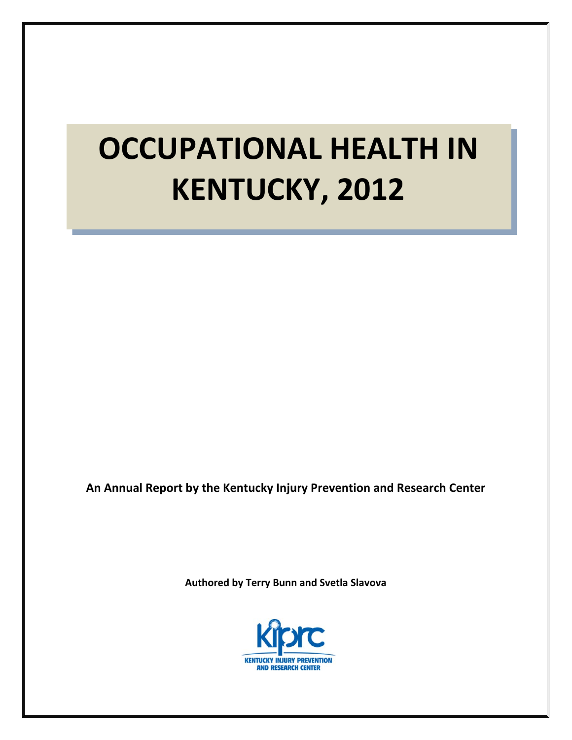# OCCUPATIONAL HEALTH IN KENTUCKY, 2012

**An Annual Report by the Kentucky Injury Prevention and Research Center**

**Authored by Terry Bunn and Svetla Slavova**

KIPRC
KENTUCKY INJURY PREVENTION AND RESEARCH CENTER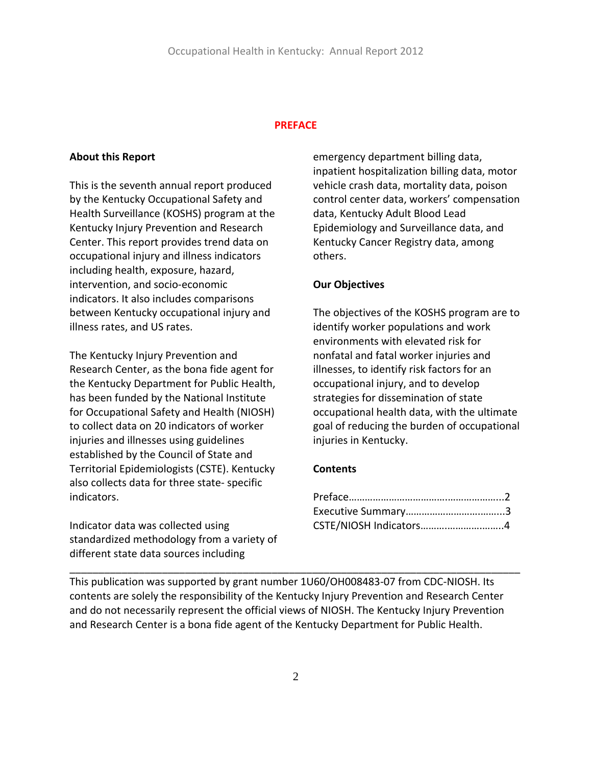# PREFACE

## About this Report

This is the seventh annual report produced by the Kentucky Occupational Safety and Health Surveillance (KOSHS) program at the Kentucky Injury Prevention and Research Center. This report provides trend data on occupational injury and illness indicators including health, exposure, hazard, intervention, and socio-economic indicators. It also includes comparisons between Kentucky occupational injury and illness rates, and US rates.

The Kentucky Injury Prevention and Research Center, as the bona fide agent for the Kentucky Department for Public Health, has been funded by the National Institute for Occupational Safety and Health (NIOSH) to collect data on 20 indicators of worker injuries and illnesses using guidelines established by the Council of State and Territorial Epidemiologists (CSTE). Kentucky also collects data for three state- specific indicators.

Indicator data was collected using standardized methodology from a variety of different state data sources including emergency department billing data, inpatient hospitalization billing data, motor vehicle crash data, mortality data, poison control center data, workers' compensation data, Kentucky Adult Blood Lead Epidemiology and Surveillance data, and Kentucky Cancer Registry data, among others.

## Our Objectives

The objectives of the KOSHS program are to identify worker populations and work environments with elevated risk for nonfatal and fatal worker injuries and illnesses, to identify risk factors for an occupational injury, and to develop strategies for dissemination of state occupational health data, with the ultimate goal of reducing the burden of occupational injuries in Kentucky.

## Contents

Preface………………………………………………...2
Executive Summary……………………………...3
CSTE/NIOSH Indicators…………………………4

---

This publication was supported by grant number 1U60/OH008483-07 from CDC-NIOSH. Its contents are solely the responsibility of the Kentucky Injury Prevention and Research Center and do not necessarily represent the official views of NIOSH. The Kentucky Injury Prevention and Research Center is a bona fide agent of the Kentucky Department for Public Health.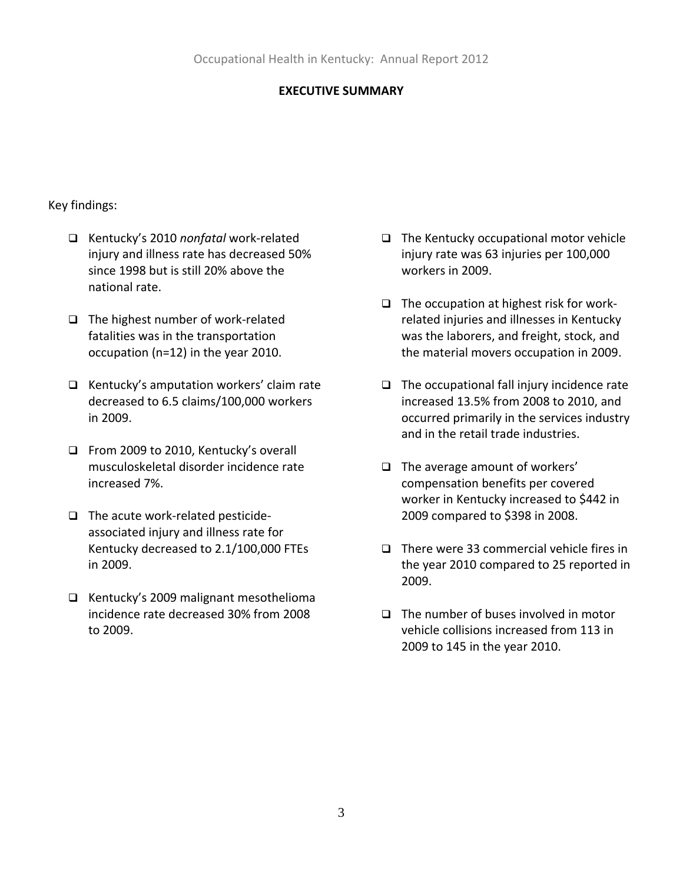## EXECUTIVE SUMMARY

Key findings:

- Kentucky's 2010 *nonfatal* work-related injury and illness rate has decreased 50% since 1998 but is still 20% above the national rate.
- The highest number of work-related fatalities was in the transportation occupation (n=12) in the year 2010.
- Kentucky's amputation workers' claim rate decreased to 6.5 claims/100,000 workers in 2009.
- From 2009 to 2010, Kentucky's overall musculoskeletal disorder incidence rate increased 7%.
- The acute work-related pesticide-associated injury and illness rate for Kentucky decreased to 2.1/100,000 FTEs in 2009.
- Kentucky's 2009 malignant mesothelioma incidence rate decreased 30% from 2008 to 2009.
- The Kentucky occupational motor vehicle injury rate was 63 injuries per 100,000 workers in 2009.
- The occupation at highest risk for work-related injuries and illnesses in Kentucky was the laborers, and freight, stock, and the material movers occupation in 2009.
- The occupational fall injury incidence rate increased 13.5% from 2008 to 2010, and occurred primarily in the services industry and in the retail trade industries.
- The average amount of workers' compensation benefits per covered worker in Kentucky increased to $442 in 2009 compared to $398 in 2008.
- There were 33 commercial vehicle fires in the year 2010 compared to 25 reported in 2009.
- The number of buses involved in motor vehicle collisions increased from 113 in 2009 to 145 in the year 2010.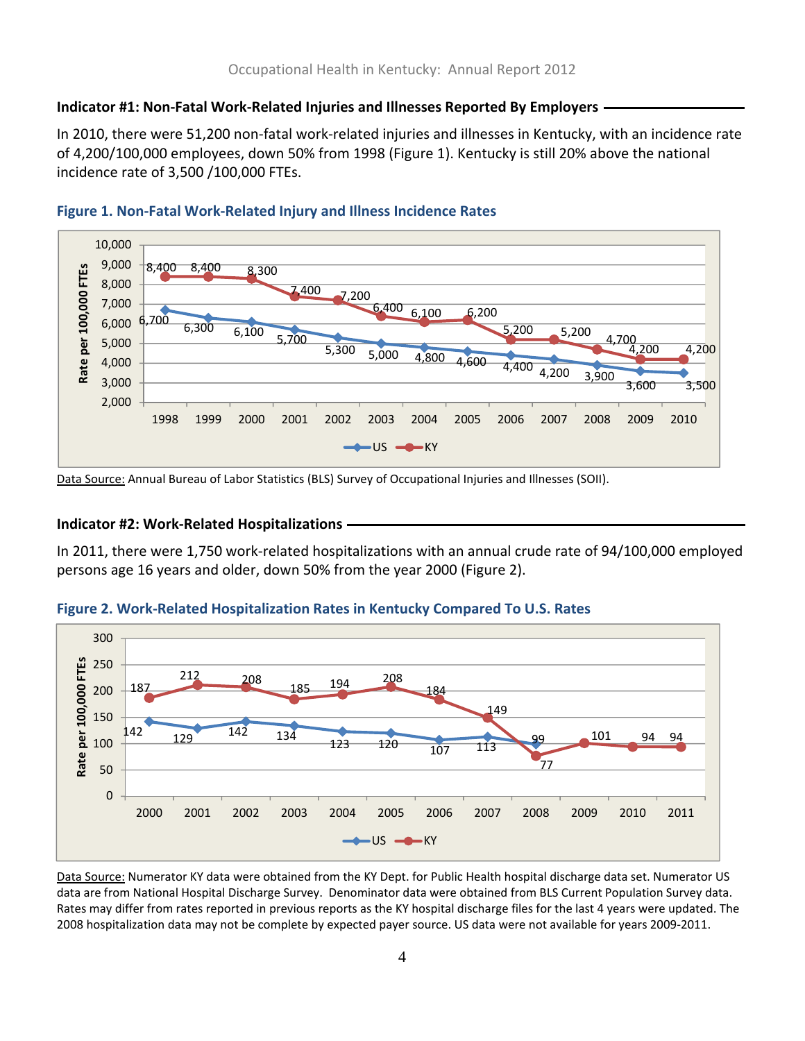### Indicator #1: Non-Fatal Work-Related Injuries and Illnesses Reported By Employers

In 2010, there were 51,200 non-fatal work-related injuries and illnesses in Kentucky, with an incidence rate of 4,200/100,000 employees, down 50% from 1998 (Figure 1). Kentucky is still 20% above the national incidence rate of 3,500 /100,000 FTEs.

**Figure 1. Non-Fatal Work-Related Injury and Illness Incidence Rates**

| Year | US | KY |
|---|---|---|
| 1998 | 6,700 | 8,400 |
| 1999 | 6,300 | 8,400 |
| 2000 | 6,100 | 8,300 |
| 2001 | 5,700 | 7,400 |
| 2002 | 5,300 | 7,200 |
| 2003 | 5,000 | 6,400 |
| 2004 | 4,800 | 6,100 |
| 2005 | 4,600 | 6,200 |
| 2006 | 4,400 | 5,200 |
| 2007 | 4,200 | 5,200 |
| 2008 | 3,900 | 4,700 |
| 2009 | 3,600 | 4,200 |
| 2010 | 3,500 | 4,200 |

Rate per 100,000 FTEs

Data Source: Annual Bureau of Labor Statistics (BLS) Survey of Occupational Injuries and Illnesses (SOII).

### Indicator #2: Work-Related Hospitalizations

In 2011, there were 1,750 work-related hospitalizations with an annual crude rate of 94/100,000 employed persons age 16 years and older, down 50% from the year 2000 (Figure 2).

**Figure 2. Work-Related Hospitalization Rates in Kentucky Compared To U.S. Rates**

| Year | US | KY |
|---|---|---|
| 2000 | 142 | 187 |
| 2001 | 129 | 212 |
| 2002 | 142 | 208 |
| 2003 | 134 | 185 |
| 2004 | 123 | 194 |
| 2005 | 120 | 208 |
| 2006 | 107 | 184 |
| 2007 | 113 | 149 |
| 2008 | 99 | 77 |
| 2009 | | 101 |
| 2010 | | 94 |
| 2011 | | 94 |

Rate per 100,000 FTEs

Data Source: Numerator KY data were obtained from the KY Dept. for Public Health hospital discharge data set. Numerator US data are from National Hospital Discharge Survey. Denominator data were obtained from BLS Current Population Survey data. Rates may differ from rates reported in previous reports as the KY hospital discharge files for the last 4 years were updated. The 2008 hospitalization data may not be complete by expected payer source. US data were not available for years 2009-2011.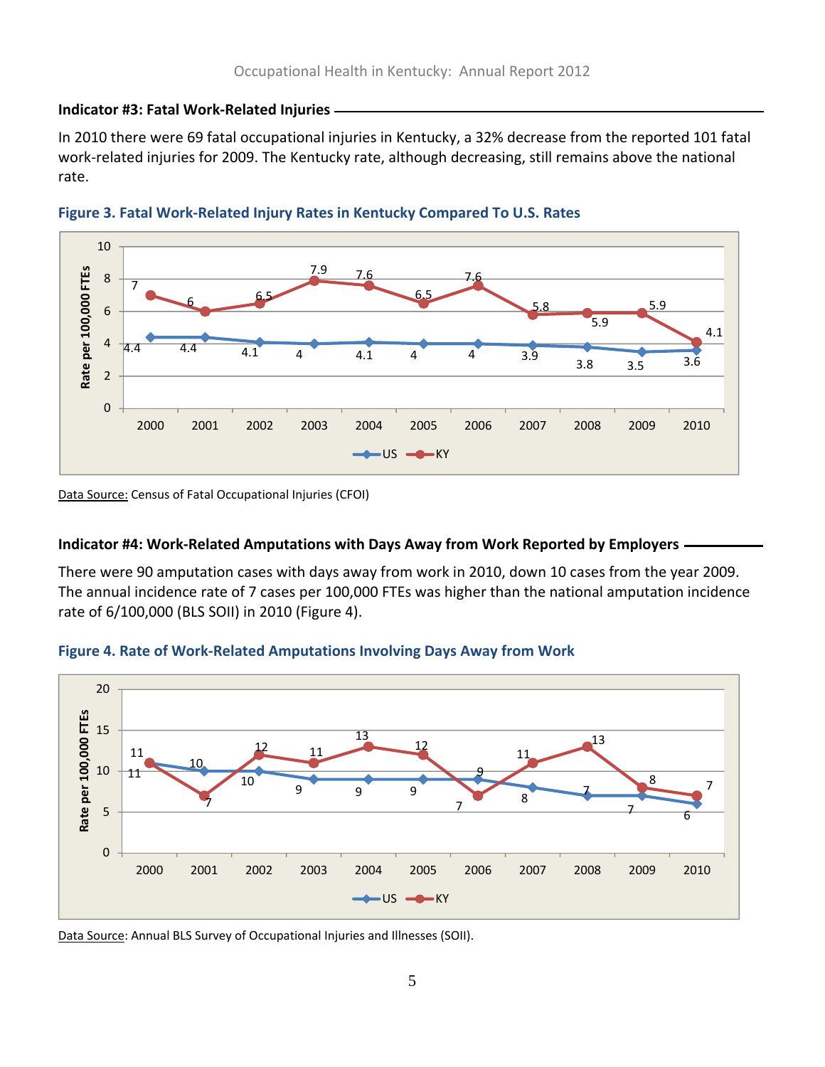### Indicator #3: Fatal Work-Related Injuries

In 2010 there were 69 fatal occupational injuries in Kentucky, a 32% decrease from the reported 101 fatal work-related injuries for 2009. The Kentucky rate, although decreasing, still remains above the national rate.

**Figure 3. Fatal Work-Related Injury Rates in Kentucky Compared To U.S. Rates**

| Year | US | KY |
|---|---|---|
| 2000 | 4.4 | 7 |
| 2001 | 4.4 | 6 |
| 2002 | 4.1 | 6.5 |
| 2003 | 4 | 7.9 |
| 2004 | 4.1 | 7.6 |
| 2005 | 4 | 6.5 |
| 2006 | 4 | 7.6 |
| 2007 | 3.9 | 5.8 |
| 2008 | 3.8 | 5.9 |
| 2009 | 3.5 | 5.9 |
| 2010 | 3.6 | 4.1 |

Rate per 100,000 FTEs

Data Source: Census of Fatal Occupational Injuries (CFOI)

### Indicator #4: Work-Related Amputations with Days Away from Work Reported by Employers

There were 90 amputation cases with days away from work in 2010, down 10 cases from the year 2009. The annual incidence rate of 7 cases per 100,000 FTEs was higher than the national amputation incidence rate of 6/100,000 (BLS SOII) in 2010 (Figure 4).

**Figure 4. Rate of Work-Related Amputations Involving Days Away from Work**

| Year | US | KY |
|---|---|---|
| 2000 | 11 | 11 |
| 2001 | 10 | 7 |
| 2002 | 10 | 12 |
| 2003 | 9 | 11 |
| 2004 | 9 | 13 |
| 2005 | 9 | 12 |
| 2006 | 9 | 7 |
| 2007 | 8 | 11 |
| 2008 | 7 | 13 |
| 2009 | 7 | 8 |
| 2010 | 6 | 7 |

Rate per 100,000 FTEs

Data Source: Annual BLS Survey of Occupational Injuries and Illnesses (SOII).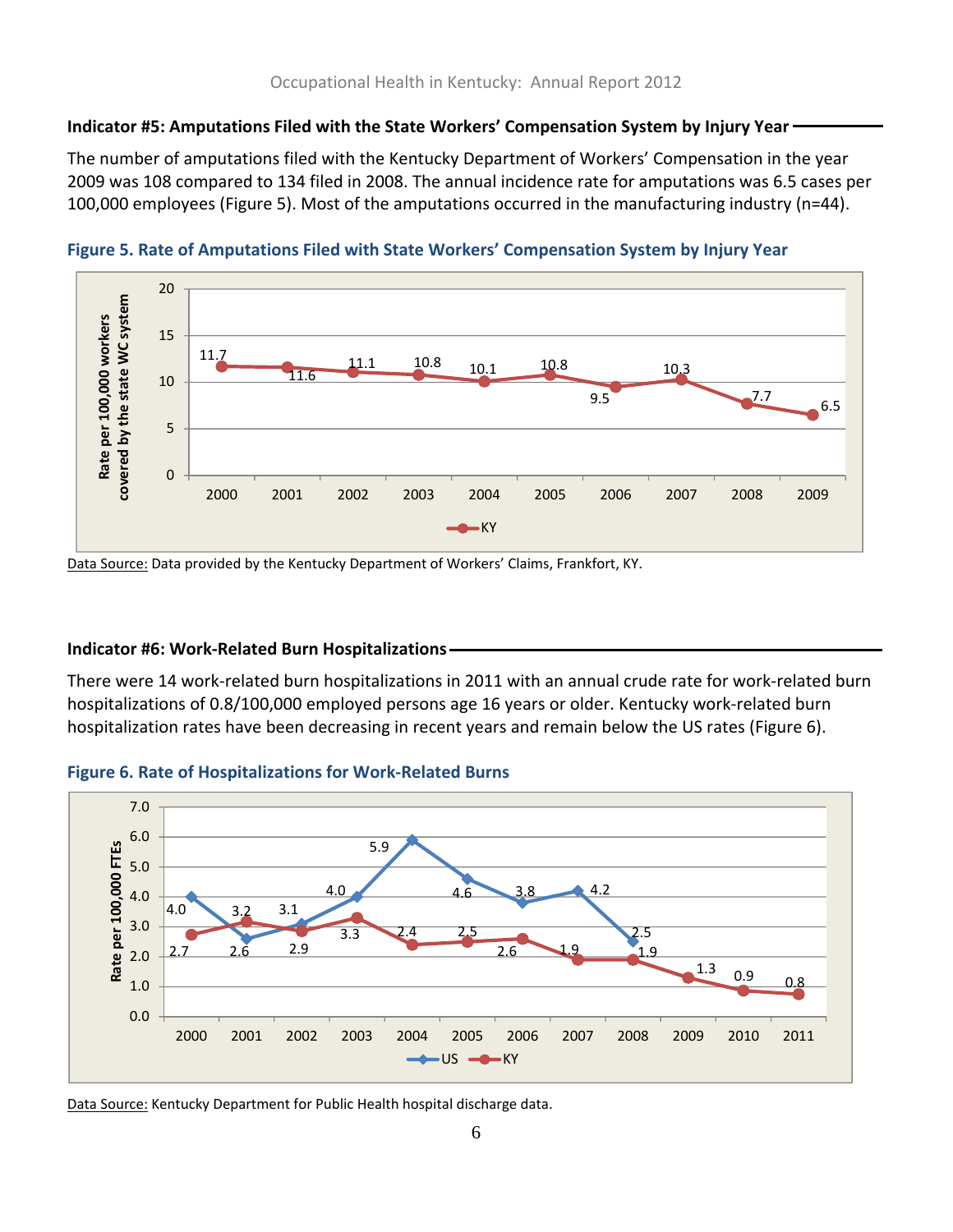### Indicator #5: Amputations Filed with the State Workers' Compensation System by Injury Year

The number of amputations filed with the Kentucky Department of Workers' Compensation in the year 2009 was 108 compared to 134 filed in 2008. The annual incidence rate for amputations was 6.5 cases per 100,000 employees (Figure 5). Most of the amputations occurred in the manufacturing industry (n=44).

**Figure 5. Rate of Amputations Filed with State Workers' Compensation System by Injury Year**

| Year | KY (Rate per 100,000 workers covered by the state WC system) |
|---|---|
| 2000 | 11.7 |
| 2001 | 11.6 |
| 2002 | 11.1 |
| 2003 | 10.8 |
| 2004 | 10.1 |
| 2005 | 10.8 |
| 2006 | 9.5 |
| 2007 | 10.3 |
| 2008 | 7.7 |
| 2009 | 6.5 |

Data Source: Data provided by the Kentucky Department of Workers' Claims, Frankfort, KY.

### Indicator #6: Work-Related Burn Hospitalizations

There were 14 work-related burn hospitalizations in 2011 with an annual crude rate for work-related burn hospitalizations of 0.8/100,000 employed persons age 16 years or older. Kentucky work-related burn hospitalization rates have been decreasing in recent years and remain below the US rates (Figure 6).

**Figure 6. Rate of Hospitalizations for Work-Related Burns**

| Year | US (Rate per 100,000 FTEs) | KY (Rate per 100,000 FTEs) |
|---|---|---|
| 2000 | 4.0 | 2.7 |
| 2001 | 2.6 | 3.2 |
| 2002 | 3.1 | 2.9 |
| 2003 | 4.0 | 3.3 |
| 2004 | 5.9 | 2.4 |
| 2005 | 4.6 | 2.5 |
| 2006 | 3.8 | 2.6 |
| 2007 | 4.2 | 1.9 |
| 2008 | 2.5 | 1.9 |
| 2009 | | 1.3 |
| 2010 | | 0.9 |
| 2011 | | 0.8 |

Data Source: Kentucky Department for Public Health hospital discharge data.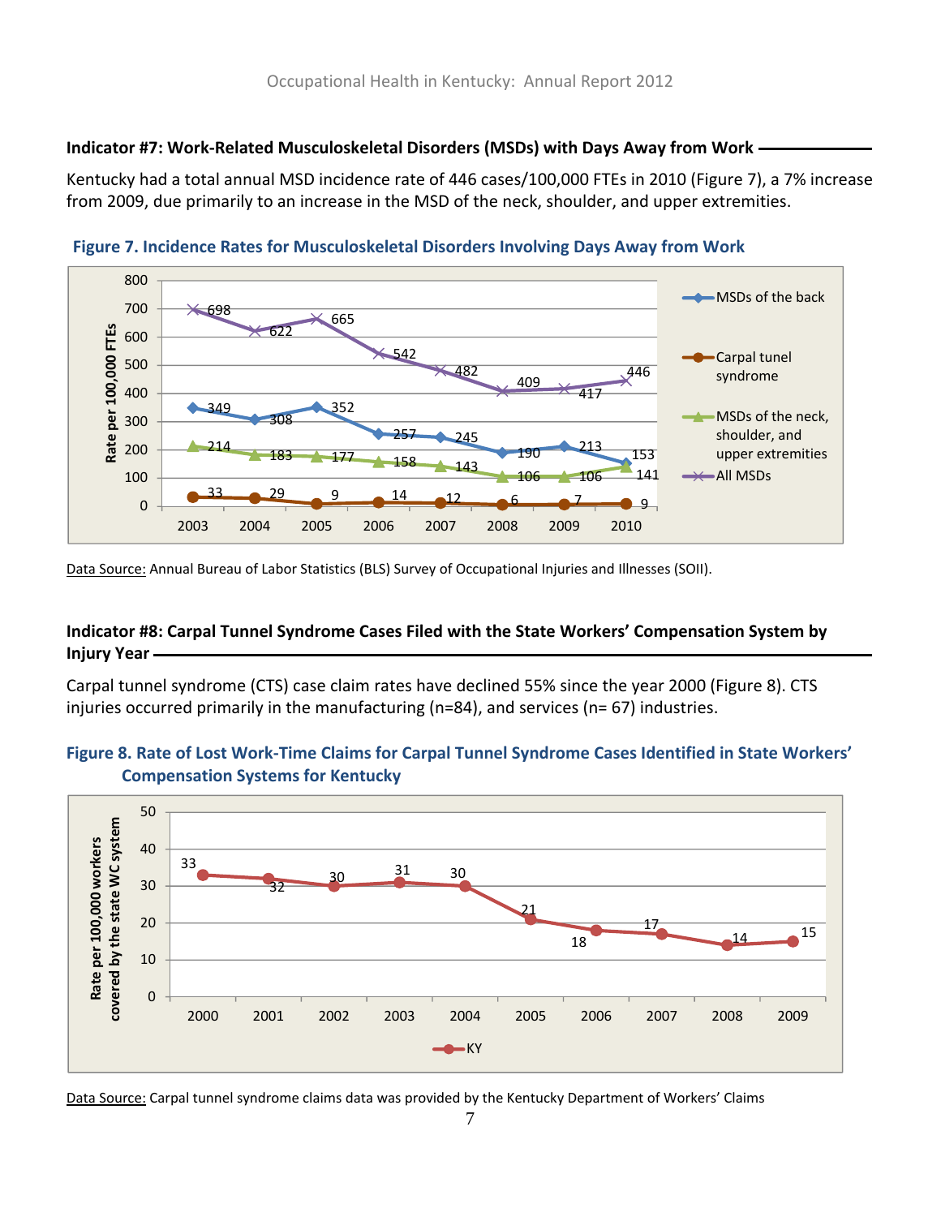### Indicator #7: Work-Related Musculoskeletal Disorders (MSDs) with Days Away from Work

Kentucky had a total annual MSD incidence rate of 446 cases/100,000 FTEs in 2010 (Figure 7), a 7% increase from 2009, due primarily to an increase in the MSD of the neck, shoulder, and upper extremities.

**Figure 7. Incidence Rates for Musculoskeletal Disorders Involving Days Away from Work**

| Year | MSDs of the back | Carpal tunel syndrome | MSDs of the neck, shoulder, and upper extremities | All MSDs |
|---|---|---|---|---|
| 2003 | 349 | 33 | 214 | 698 |
| 2004 | 308 | 29 | 183 | 622 |
| 2005 | 352 | 9 | 177 | 665 |
| 2006 | 257 | 14 | 158 | 542 |
| 2007 | 245 | 12 | 143 | 482 |
| 2008 | 190 | 6 | 106 | 409 |
| 2009 | 213 | 7 | 106 | 417 |
| 2010 | 153 | 9 | 141 | 446 |

Data Source: Annual Bureau of Labor Statistics (BLS) Survey of Occupational Injuries and Illnesses (SOII).

### Indicator #8: Carpal Tunnel Syndrome Cases Filed with the State Workers' Compensation System by Injury Year

Carpal tunnel syndrome (CTS) case claim rates have declined 55% since the year 2000 (Figure 8). CTS injuries occurred primarily in the manufacturing (n=84), and services (n= 67) industries.

**Figure 8. Rate of Lost Work-Time Claims for Carpal Tunnel Syndrome Cases Identified in State Workers' Compensation Systems for Kentucky**

| Year | KY (Rate per 100,000 workers covered by the state WC system) |
|---|---|
| 2000 | 33 |
| 2001 | 32 |
| 2002 | 30 |
| 2003 | 31 |
| 2004 | 30 |
| 2005 | 21 |
| 2006 | 18 |
| 2007 | 17 |
| 2008 | 14 |
| 2009 | 15 |

Data Source: Carpal tunnel syndrome claims data was provided by the Kentucky Department of Workers' Claims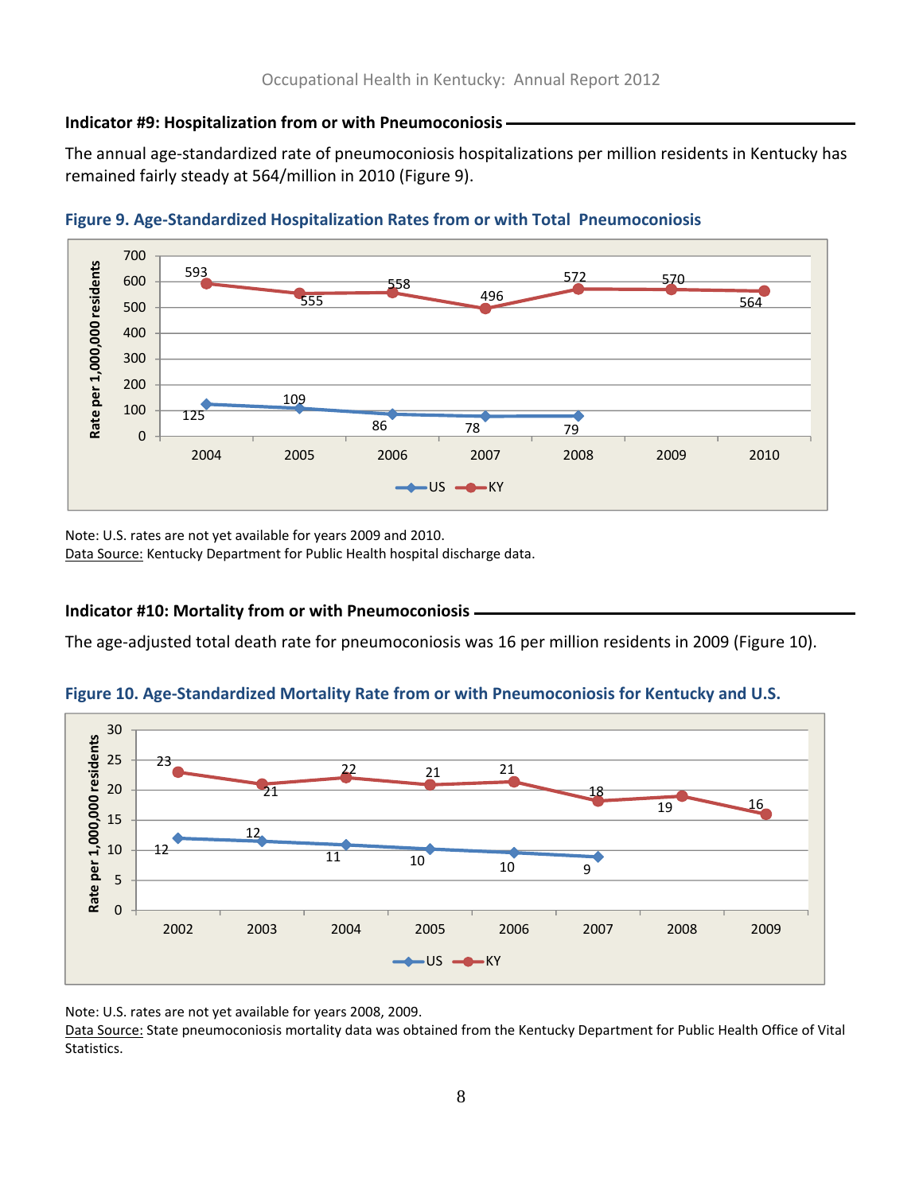### Indicator #9: Hospitalization from or with Pneumoconiosis

The annual age-standardized rate of pneumoconiosis hospitalizations per million residents in Kentucky has remained fairly steady at 564/million in 2010 (Figure 9).

**Figure 9. Age-Standardized Hospitalization Rates from or with Total Pneumoconiosis**

| Year | US | KY |
|---|---|---|
| 2004 | 125 | 593 |
| 2005 | 109 | 555 |
| 2006 | 86 | 558 |
| 2007 | 78 | 496 |
| 2008 | 79 | 572 |
| 2009 | | 570 |
| 2010 | | 564 |

Note: U.S. rates are not yet available for years 2009 and 2010.
Data Source: Kentucky Department for Public Health hospital discharge data.

### Indicator #10: Mortality from or with Pneumoconiosis

The age-adjusted total death rate for pneumoconiosis was 16 per million residents in 2009 (Figure 10).

**Figure 10. Age-Standardized Mortality Rate from or with Pneumoconiosis for Kentucky and U.S.**

| Year | US | KY |
|---|---|---|
| 2002 | 12 | 23 |
| 2003 | 12 | 21 |
| 2004 | 11 | 22 |
| 2005 | 10 | 21 |
| 2006 | 10 | 21 |
| 2007 | 9 | 18 |
| 2008 | | 19 |
| 2009 | | 16 |

Note: U.S. rates are not yet available for years 2008, 2009.
Data Source: State pneumoconiosis mortality data was obtained from the Kentucky Department for Public Health Office of Vital Statistics.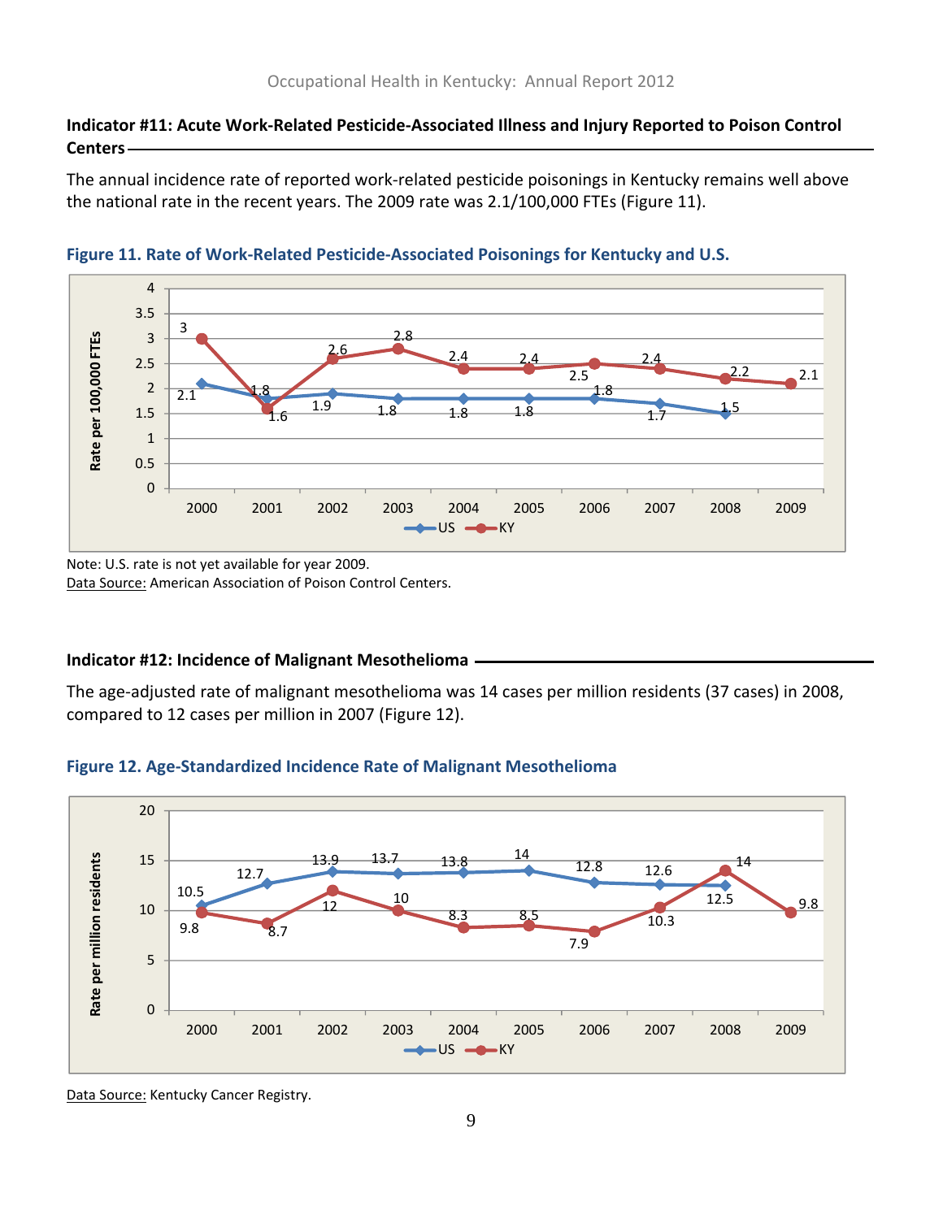### Indicator #11: Acute Work-Related Pesticide-Associated Illness and Injury Reported to Poison Control Centers

The annual incidence rate of reported work-related pesticide poisonings in Kentucky remains well above the national rate in the recent years. The 2009 rate was 2.1/100,000 FTEs (Figure 11).

**Figure 11. Rate of Work-Related Pesticide-Associated Poisonings for Kentucky and U.S.**

| Year | US | KY |
|---|---|---|
| 2000 | 2.1 | 3 |
| 2001 | 1.8 | 1.6 |
| 2002 | 1.9 | 2.6 |
| 2003 | 1.8 | 2.8 |
| 2004 | 1.8 | 2.4 |
| 2005 | 1.8 | 2.4 |
| 2006 | 1.8 | 2.5 |
| 2007 | 1.7 | 2.4 |
| 2008 | 1.5 | 2.2 |
| 2009 | | 2.1 |

Rate per 100,000 FTEs

Note: U.S. rate is not yet available for year 2009.

Data Source: American Association of Poison Control Centers.

### Indicator #12: Incidence of Malignant Mesothelioma

The age-adjusted rate of malignant mesothelioma was 14 cases per million residents (37 cases) in 2008, compared to 12 cases per million in 2007 (Figure 12).

**Figure 12. Age-Standardized Incidence Rate of Malignant Mesothelioma**

| Year | US | KY |
|---|---|---|
| 2000 | 10.5 | 9.8 |
| 2001 | 12.7 | 8.7 |
| 2002 | 13.9 | 12 |
| 2003 | 13.7 | 10 |
| 2004 | 13.8 | 8.3 |
| 2005 | 14 | 8.5 |
| 2006 | 12.8 | 7.9 |
| 2007 | 12.6 | 10.3 |
| 2008 | 12.5 | 14 |
| 2009 | | 9.8 |

Rate per million residents

Data Source: Kentucky Cancer Registry.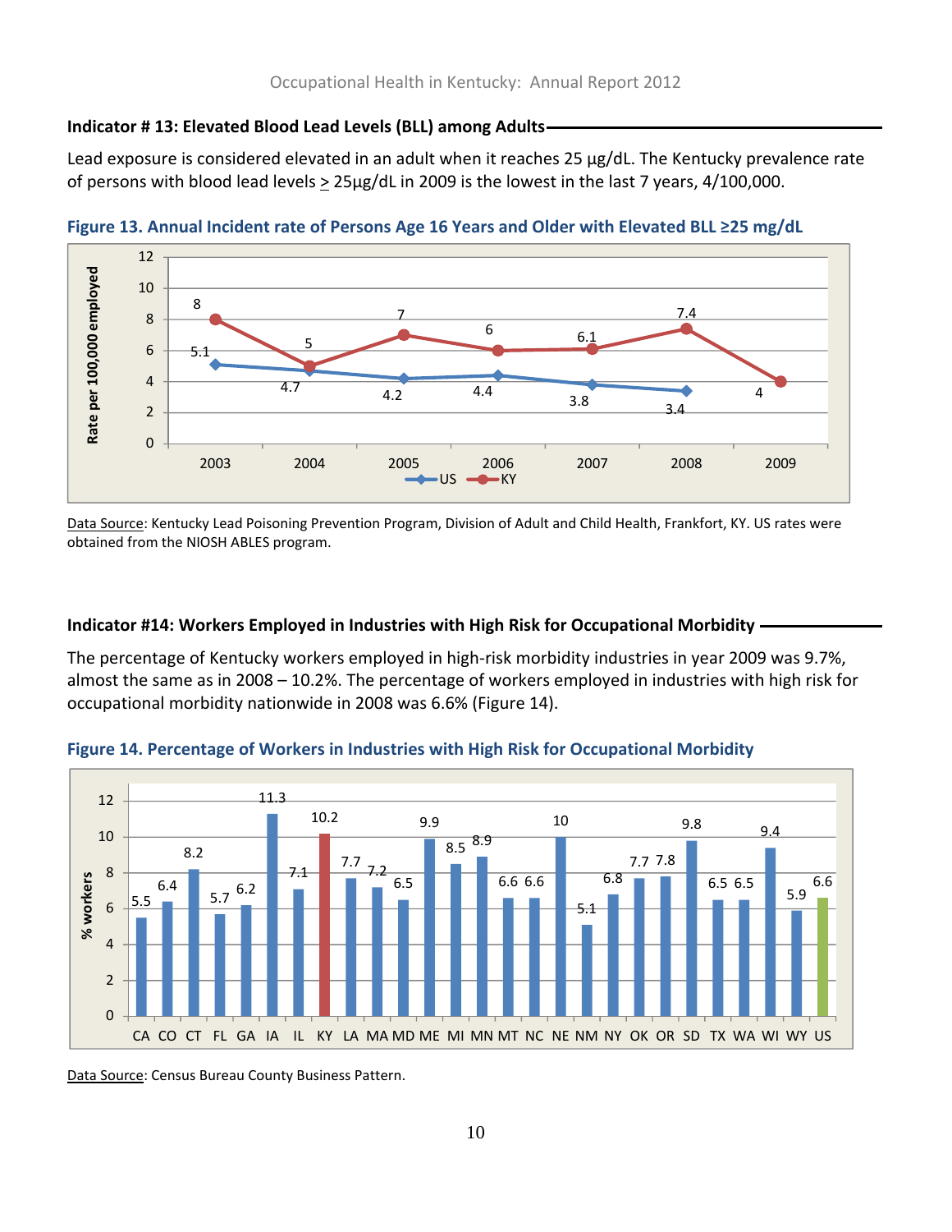### Indicator # 13: Elevated Blood Lead Levels (BLL) among Adults

Lead exposure is considered elevated in an adult when it reaches 25 µg/dL. The Kentucky prevalence rate of persons with blood lead levels ≥ 25µg/dL in 2009 is the lowest in the last 7 years, 4/100,000.

**Figure 13. Annual Incident rate of Persons Age 16 Years and Older with Elevated BLL ≥25 mg/dL**

| Year | US | KY |
|---|---|---|
| 2003 | 5.1 | 8 |
| 2004 | 4.7 | 5 |
| 2005 | 4.2 | 7 |
| 2006 | 4.4 | 6 |
| 2007 | 3.8 | 6.1 |
| 2008 | 3.4 | 7.4 |
| 2009 | | 4 |

Rate per 100,000 employed

Data Source: Kentucky Lead Poisoning Prevention Program, Division of Adult and Child Health, Frankfort, KY. US rates were obtained from the NIOSH ABLES program.

### Indicator #14: Workers Employed in Industries with High Risk for Occupational Morbidity

The percentage of Kentucky workers employed in high-risk morbidity industries in year 2009 was 9.7%, almost the same as in 2008 – 10.2%. The percentage of workers employed in industries with high risk for occupational morbidity nationwide in 2008 was 6.6% (Figure 14).

**Figure 14. Percentage of Workers in Industries with High Risk for Occupational Morbidity**

| State | % workers |
|---|---|
| CA | 5.5 |
| CO | 6.4 |
| CT | 8.2 |
| FL | 5.7 |
| GA | 6.2 |
| IA | 11.3 |
| IL | 7.1 |
| KY | 10.2 |
| LA | 7.7 |
| MA | 7.2 |
| MD | 6.5 |
| ME | 9.9 |
| MI | 8.5 |
| MN | 8.9 |
| MT | 6.6 |
| NC | 6.6 |
| NE | 10 |
| NM | 5.1 |
| NY | 6.8 |
| OK | 7.7 |
| OR | 7.8 |
| SD | 9.8 |
| TX | 6.5 |
| WA | 6.5 |
| WI | 9.4 |
| WY | 5.9 |
| US | 6.6 |

Data Source: Census Bureau County Business Pattern.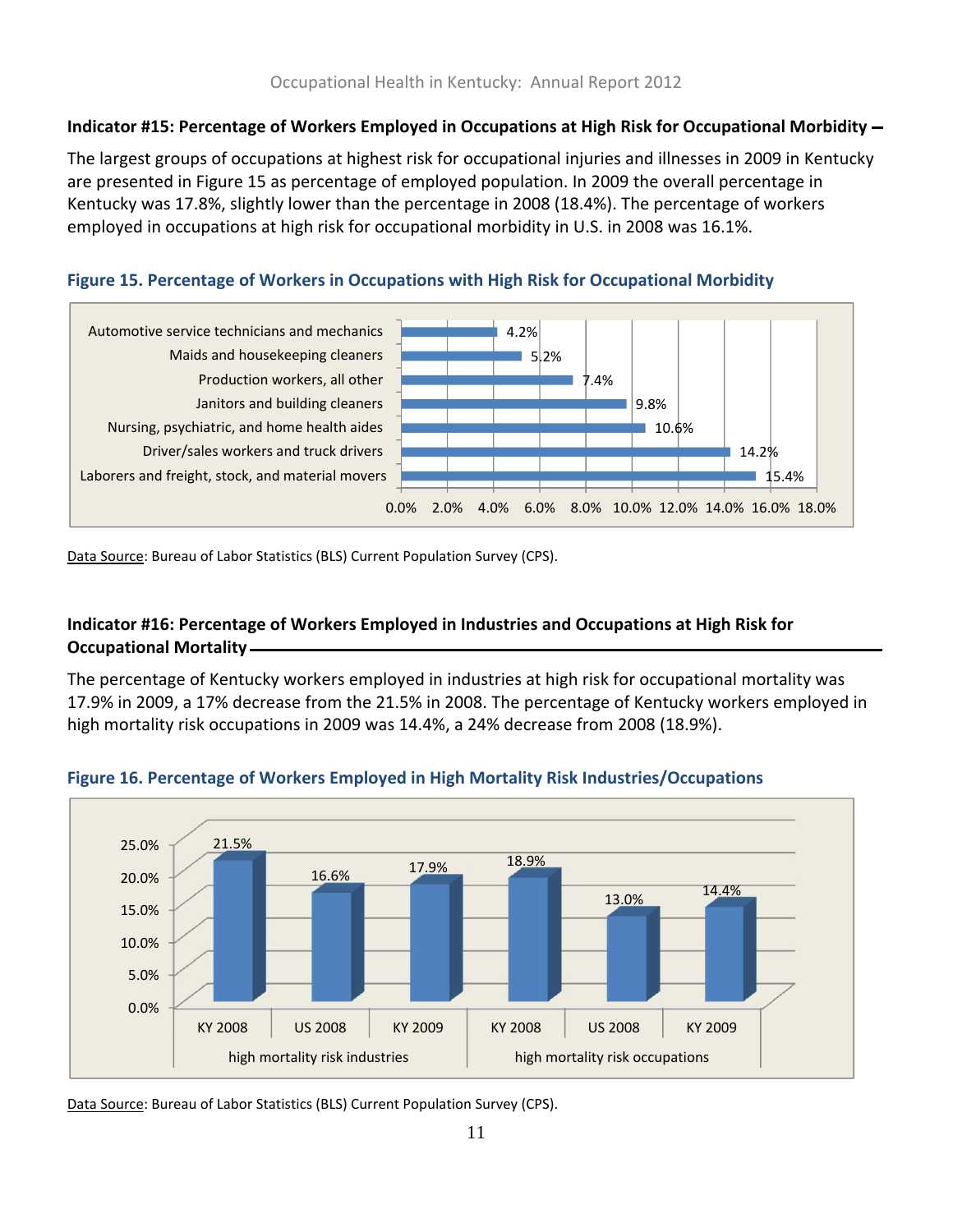### Indicator #15: Percentage of Workers Employed in Occupations at High Risk for Occupational Morbidity

The largest groups of occupations at highest risk for occupational injuries and illnesses in 2009 in Kentucky are presented in Figure 15 as percentage of employed population. In 2009 the overall percentage in Kentucky was 17.8%, slightly lower than the percentage in 2008 (18.4%). The percentage of workers employed in occupations at high risk for occupational morbidity in U.S. in 2008 was 16.1%.

**Figure 15. Percentage of Workers in Occupations with High Risk for Occupational Morbidity**

| Occupation | Percentage |
|---|---|
| Automotive service technicians and mechanics | 4.2% |
| Maids and housekeeping cleaners | 5.2% |
| Production workers, all other | 7.4% |
| Janitors and building cleaners | 9.8% |
| Nursing, psychiatric, and home health aides | 10.6% |
| Driver/sales workers and truck drivers | 14.2% |
| Laborers and freight, stock, and material movers | 15.4% |

Data Source: Bureau of Labor Statistics (BLS) Current Population Survey (CPS).

### Indicator #16: Percentage of Workers Employed in Industries and Occupations at High Risk for Occupational Mortality

The percentage of Kentucky workers employed in industries at high risk for occupational mortality was 17.9% in 2009, a 17% decrease from the 21.5% in 2008. The percentage of Kentucky workers employed in high mortality risk occupations in 2009 was 14.4%, a 24% decrease from 2008 (18.9%).

**Figure 16. Percentage of Workers Employed in High Mortality Risk Industries/Occupations**

| | KY 2008 | US 2008 | KY 2009 |
|---|---|---|---|
| high mortality risk industries | 21.5% | 16.6% | 17.9% |
| high mortality risk occupations | 18.9% | 13.0% | 14.4% |

Data Source: Bureau of Labor Statistics (BLS) Current Population Survey (CPS).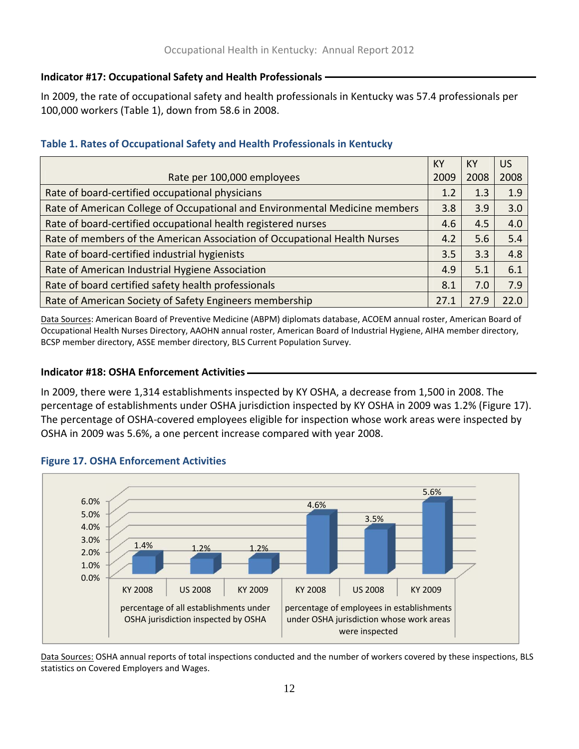### Indicator #17: Occupational Safety and Health Professionals

In 2009, the rate of occupational safety and health professionals in Kentucky was 57.4 professionals per 100,000 workers (Table 1), down from 58.6 in 2008.

**Table 1. Rates of Occupational Safety and Health Professionals in Kentucky**

| Rate per 100,000 employees | KY 2009 | KY 2008 | US 2008 |
|---|---|---|---|
| Rate of board-certified occupational physicians | 1.2 | 1.3 | 1.9 |
| Rate of American College of Occupational and Environmental Medicine members | 3.8 | 3.9 | 3.0 |
| Rate of board-certified occupational health registered nurses | 4.6 | 4.5 | 4.0 |
| Rate of members of the American Association of Occupational Health Nurses | 4.2 | 5.6 | 5.4 |
| Rate of board-certified industrial hygienists | 3.5 | 3.3 | 4.8 |
| Rate of American Industrial Hygiene Association | 4.9 | 5.1 | 6.1 |
| Rate of board certified safety health professionals | 8.1 | 7.0 | 7.9 |
| Rate of American Society of Safety Engineers membership | 27.1 | 27.9 | 22.0 |

Data Sources: American Board of Preventive Medicine (ABPM) diplomats database, ACOEM annual roster, American Board of Occupational Health Nurses Directory, AAOHN annual roster, American Board of Industrial Hygiene, AIHA member directory, BCSP member directory, ASSE member directory, BLS Current Population Survey.

### Indicator #18: OSHA Enforcement Activities

In 2009, there were 1,314 establishments inspected by KY OSHA, a decrease from 1,500 in 2008. The percentage of establishments under OSHA jurisdiction inspected by KY OSHA in 2009 was 1.2% (Figure 17). The percentage of OSHA-covered employees eligible for inspection whose work areas were inspected by OSHA in 2009 was 5.6%, a one percent increase compared with year 2008.

**Figure 17. OSHA Enforcement Activities**

| | KY 2008 | US 2008 | KY 2009 |
|---|---|---|---|
| percentage of all establishments under OSHA jurisdiction inspected by OSHA | 1.4% | 1.2% | 1.2% |
| percentage of employees in establishments under OSHA jurisdiction whose work areas were inspected | 4.6% | 3.5% | 5.6% |

Data Sources: OSHA annual reports of total inspections conducted and the number of workers covered by these inspections, BLS statistics on Covered Employers and Wages.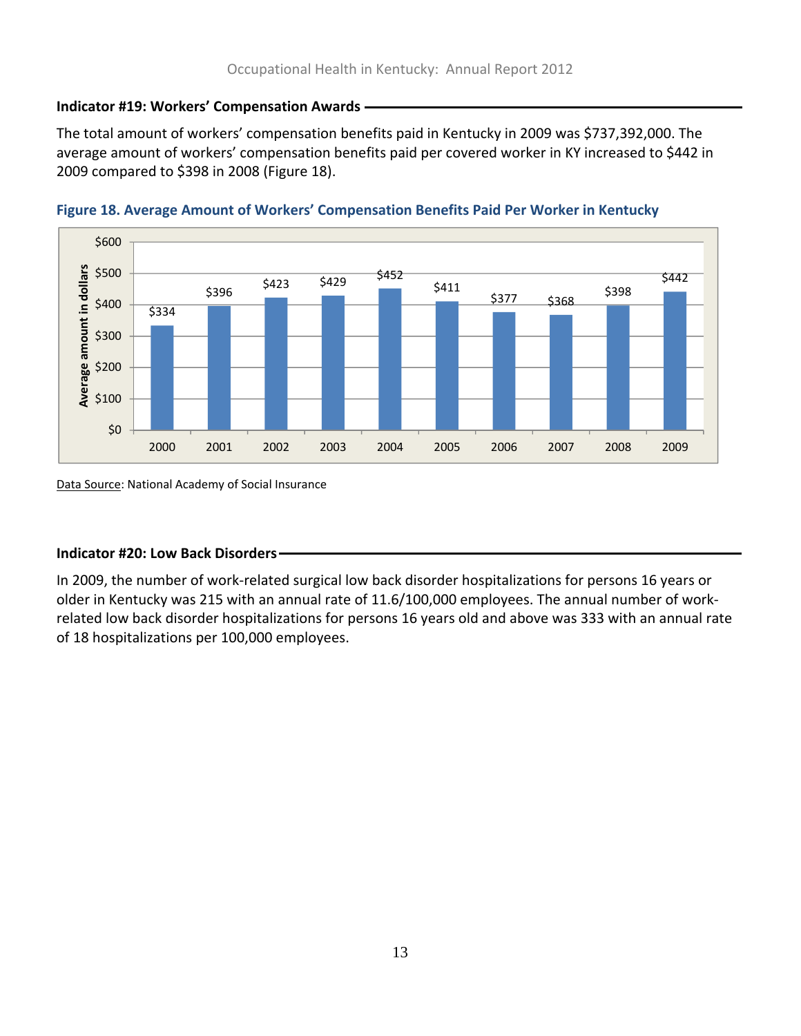### Indicator #19: Workers' Compensation Awards

The total amount of workers' compensation benefits paid in Kentucky in 2009 was $737,392,000. The average amount of workers' compensation benefits paid per covered worker in KY increased to $442 in 2009 compared to $398 in 2008 (Figure 18).

**Figure 18. Average Amount of Workers' Compensation Benefits Paid Per Worker in Kentucky**

| Year | Average amount in dollars |
|---|---|
| 2000 | $334 |
| 2001 | $396 |
| 2002 | $423 |
| 2003 | $429 |
| 2004 | $452 |
| 2005 | $411 |
| 2006 | $377 |
| 2007 | $368 |
| 2008 | $398 |
| 2009 | $442 |

Data Source: National Academy of Social Insurance

### Indicator #20: Low Back Disorders

In 2009, the number of work-related surgical low back disorder hospitalizations for persons 16 years or older in Kentucky was 215 with an annual rate of 11.6/100,000 employees. The annual number of work-related low back disorder hospitalizations for persons 16 years old and above was 333 with an annual rate of 18 hospitalizations per 100,000 employees.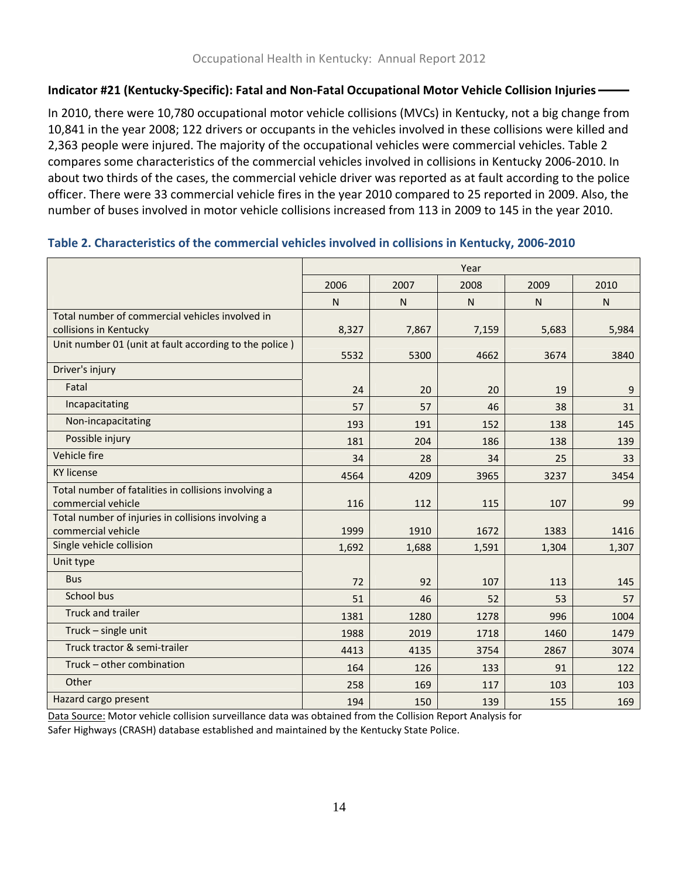### Indicator #21 (Kentucky-Specific): Fatal and Non-Fatal Occupational Motor Vehicle Collision Injuries

In 2010, there were 10,780 occupational motor vehicle collisions (MVCs) in Kentucky, not a big change from 10,841 in the year 2008; 122 drivers or occupants in the vehicles involved in these collisions were killed and 2,363 people were injured. The majority of the occupational vehicles were commercial vehicles. Table 2 compares some characteristics of the commercial vehicles involved in collisions in Kentucky 2006-2010. In about two thirds of the cases, the commercial vehicle driver was reported as at fault according to the police officer. There were 33 commercial vehicle fires in the year 2010 compared to 25 reported in 2009. Also, the number of buses involved in motor vehicle collisions increased from 113 in 2009 to 145 in the year 2010.

**Table 2. Characteristics of the commercial vehicles involved in collisions in Kentucky, 2006-2010**

| | Year | | | | |
|---|---|---|---|---|---|
| | 2006 | 2007 | 2008 | 2009 | 2010 |
| | N | N | N | N | N |
| Total number of commercial vehicles involved in collisions in Kentucky | 8,327 | 7,867 | 7,159 | 5,683 | 5,984 |
| Unit number 01 (unit at fault according to the police ) | 5532 | 5300 | 4662 | 3674 | 3840 |
| Driver's injury | | | | | |
| Fatal | 24 | 20 | 20 | 19 | 9 |
| Incapacitating | 57 | 57 | 46 | 38 | 31 |
| Non-incapacitating | 193 | 191 | 152 | 138 | 145 |
| Possible injury | 181 | 204 | 186 | 138 | 139 |
| Vehicle fire | 34 | 28 | 34 | 25 | 33 |
| KY license | 4564 | 4209 | 3965 | 3237 | 3454 |
| Total number of fatalities in collisions involving a commercial vehicle | 116 | 112 | 115 | 107 | 99 |
| Total number of injuries in collisions involving a commercial vehicle | 1999 | 1910 | 1672 | 1383 | 1416 |
| Single vehicle collision | 1,692 | 1,688 | 1,591 | 1,304 | 1,307 |
| Unit type | | | | | |
| Bus | 72 | 92 | 107 | 113 | 145 |
| School bus | 51 | 46 | 52 | 53 | 57 |
| Truck and trailer | 1381 | 1280 | 1278 | 996 | 1004 |
| Truck – single unit | 1988 | 2019 | 1718 | 1460 | 1479 |
| Truck tractor & semi-trailer | 4413 | 4135 | 3754 | 2867 | 3074 |
| Truck – other combination | 164 | 126 | 133 | 91 | 122 |
| Other | 258 | 169 | 117 | 103 | 103 |
| Hazard cargo present | 194 | 150 | 139 | 155 | 169 |

Data Source: Motor vehicle collision surveillance data was obtained from the Collision Report Analysis for Safer Highways (CRASH) database established and maintained by the Kentucky State Police.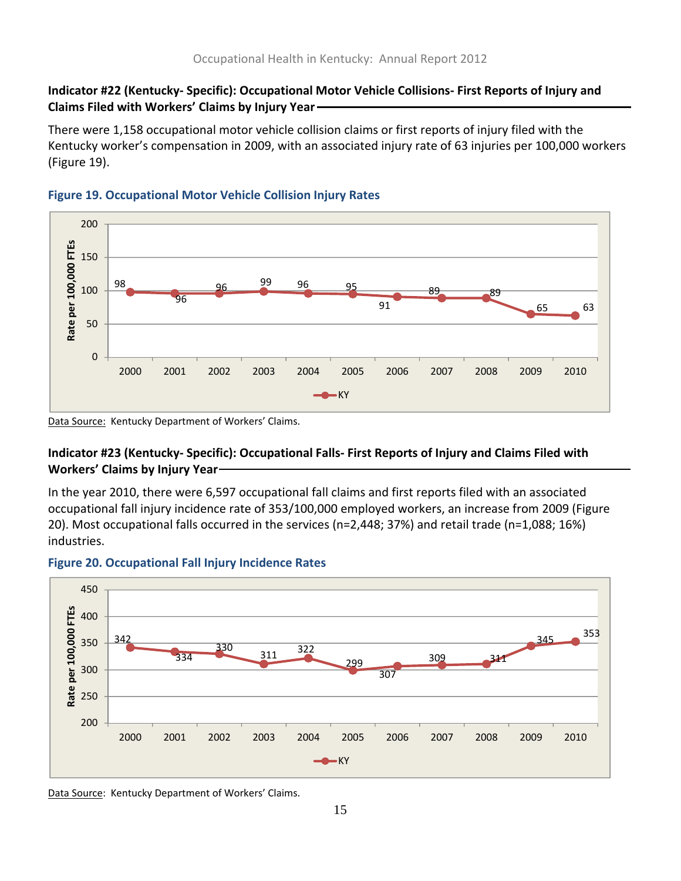### Indicator #22 (Kentucky- Specific): Occupational Motor Vehicle Collisions- First Reports of Injury and Claims Filed with Workers' Claims by Injury Year

There were 1,158 occupational motor vehicle collision claims or first reports of injury filed with the Kentucky worker's compensation in 2009, with an associated injury rate of 63 injuries per 100,000 workers (Figure 19).

**Figure 19. Occupational Motor Vehicle Collision Injury Rates**

| Year | 2000 | 2001 | 2002 | 2003 | 2004 | 2005 | 2006 | 2007 | 2008 | 2009 | 2010 |
|---|---|---|---|---|---|---|---|---|---|---|---|
| KY (Rate per 100,000 FTEs) | 98 | 96 | 96 | 99 | 96 | 95 | 91 | 89 | 89 | 65 | 63 |

Data Source: Kentucky Department of Workers' Claims.

### Indicator #23 (Kentucky- Specific): Occupational Falls- First Reports of Injury and Claims Filed with Workers' Claims by Injury Year

In the year 2010, there were 6,597 occupational fall claims and first reports filed with an associated occupational fall injury incidence rate of 353/100,000 employed workers, an increase from 2009 (Figure 20). Most occupational falls occurred in the services (n=2,448; 37%) and retail trade (n=1,088; 16%) industries.

**Figure 20. Occupational Fall Injury Incidence Rates**

| Year | 2000 | 2001 | 2002 | 2003 | 2004 | 2005 | 2006 | 2007 | 2008 | 2009 | 2010 |
|---|---|---|---|---|---|---|---|---|---|---|---|
| KY (Rate per 100,000 FTEs) | 342 | 334 | 330 | 311 | 322 | 299 | 307 | 309 | 311 | 345 | 353 |

Data Source: Kentucky Department of Workers' Claims.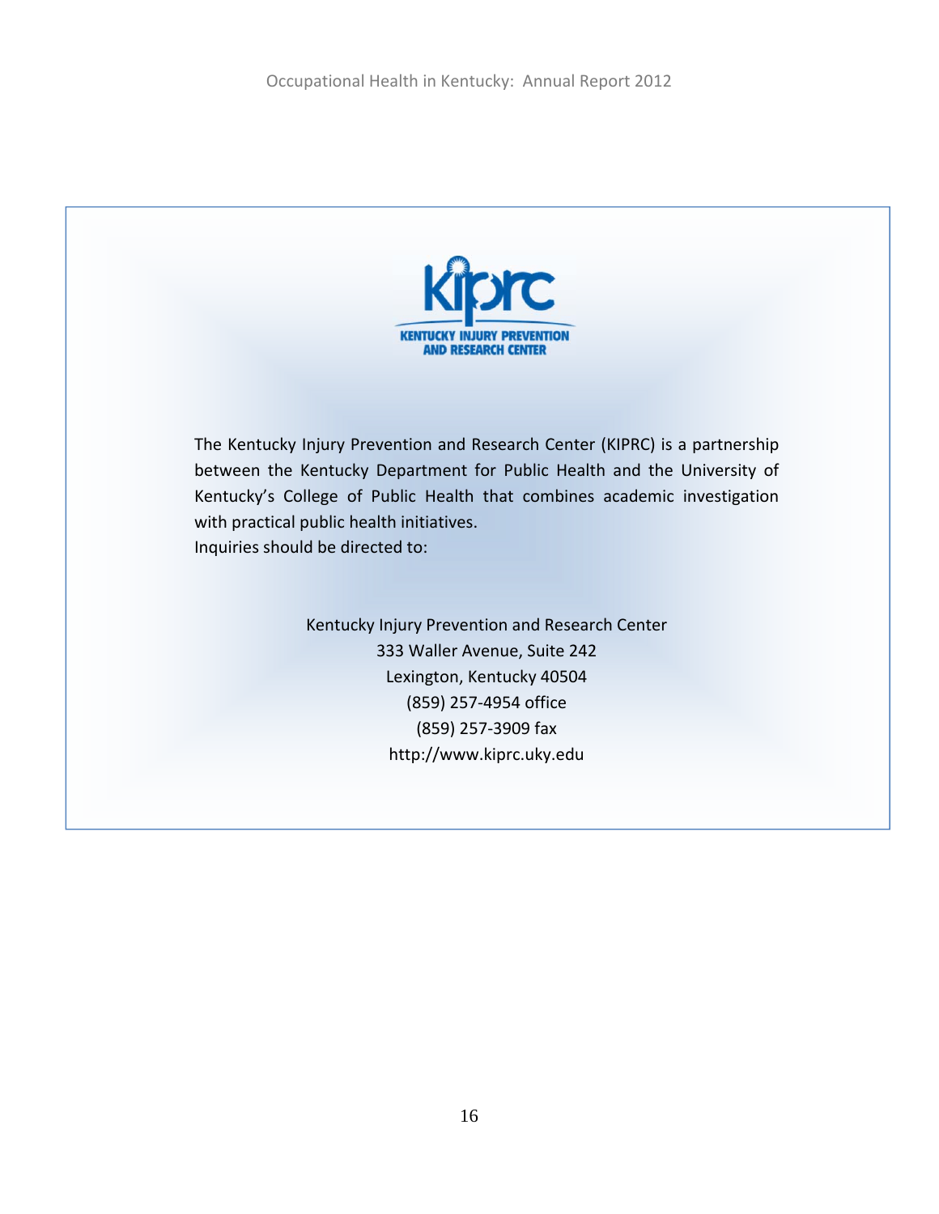KENTUCKY INJURY PREVENTION AND RESEARCH CENTER

The Kentucky Injury Prevention and Research Center (KIPRC) is a partnership between the Kentucky Department for Public Health and the University of Kentucky's College of Public Health that combines academic investigation with practical public health initiatives.
Inquiries should be directed to:

Kentucky Injury Prevention and Research Center
333 Waller Avenue, Suite 242
Lexington, Kentucky 40504
(859) 257-4954 office
(859) 257-3909 fax
http://www.kiprc.uky.edu